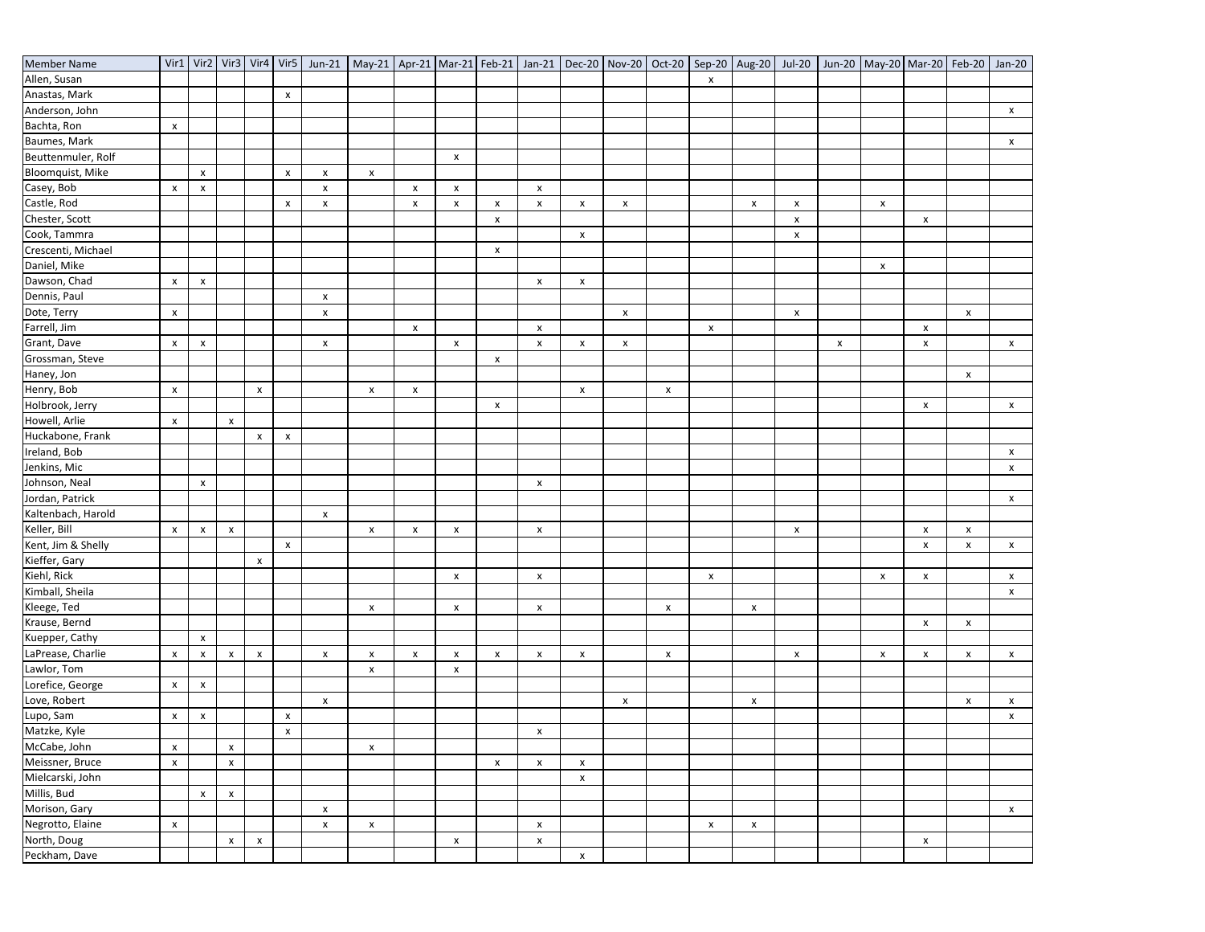| Member Name | Vir1 | Vir2 | Vir3 | Vir4 | Vir5 | Jun-21 | May-21 | Apr-21 | Mar-21 | Feb-21 | Jan-21 | Dec-20 | Nov-20 | Oct-20 | Sep-20 | Aug-20 | Jul-20 | Jun-20 | May-20 | Mar-20 | Feb-20 | Jan-20 |
|---|---|---|---|---|---|---|---|---|---|---|---|---|---|---|---|---|---|---|---|---|---|---|
| Allen, Susan | | | | | | | | | | | | | | | x | | | | | | | |
| Anastas, Mark | | | | | x | | | | | | | | | | | | | | | | | |
| Anderson, John | | | | | | | | | | | | | | | | | | | | | | x |
| Bachta, Ron | x | | | | | | | | | | | | | | | | | | | | | |
| Baumes, Mark | | | | | | | | | | | | | | | | | | | | | | x |
| Beuttenmuler, Rolf | | | | | | | | | x | | | | | | | | | | | | | |
| Bloomquist, Mike | | x | | | x | x | x | | | | | | | | | | | | | | | |
| Casey, Bob | x | x | | | | x | | x | x | | x | | | | | | | | | | | |
| Castle, Rod | | | | | x | x | | x | x | x | x | x | x | | | x | x | | x | | | |
| Chester, Scott | | | | | | | | | | x | | | | | | | x | | | x | | |
| Cook, Tammra | | | | | | | | | | | | x | | | | | x | | | | | |
| Crescenti, Michael | | | | | | | | | | x | | | | | | | | | | | | |
| Daniel, Mike | | | | | | | | | | | | | | | | | | | x | | | |
| Dawson, Chad | x | x | | | | | | | | | x | x | | | | | | | | | | |
| Dennis, Paul | | | | | | x | | | | | | | | | | | | | | | | |
| Dote, Terry | x | | | | | x | | | | | | | x | | | | x | | | | x | |
| Farrell, Jim | | | | | | | | x | | | x | | | | x | | | | | x | | |
| Grant, Dave | x | x | | | | x | | | x | | x | x | x | | | | | x | | x | | x |
| Grossman, Steve | | | | | | | | | | x | | | | | | | | | | | | |
| Haney, Jon | | | | | | | | | | | | | | | | | | | | | x | |
| Henry, Bob | x | | | x | | | x | x | | | | x | | x | | | | | | | | |
| Holbrook, Jerry | | | | | | | | | | x | | | | | | | | | | x | | x |
| Howell, Arlie | x | | x | | | | | | | | | | | | | | | | | | | |
| Huckabone, Frank | | | | x | x | | | | | | | | | | | | | | | | | |
| Ireland, Bob | | | | | | | | | | | | | | | | | | | | | | x |
| Jenkins, Mic | | | | | | | | | | | | | | | | | | | | | | x |
| Johnson, Neal | | x | | | | | | | | | x | | | | | | | | | | | |
| Jordan, Patrick | | | | | | | | | | | | | | | | | | | | | | x |
| Kaltenbach, Harold | | | | | | x | | | | | | | | | | | | | | | | |
| Keller, Bill | x | x | x | | | | x | x | x | | x | | | | | | x | | | x | x | |
| Kent, Jim & Shelly | | | | | x | | | | | | | | | | | | | | | x | x | x |
| Kieffer, Gary | | | | x | | | | | | | | | | | | | | | | | | |
| Kiehl, Rick | | | | | | | | | x | | x | | | | x | | | | x | x | | x |
| Kimball, Sheila | | | | | | | | | | | | | | | | | | | | | | x |
| Kleege, Ted | | | | | | | x | | x | | x | | | x | | x | | | | | | |
| Krause, Bernd | | | | | | | | | | | | | | | | | | | | x | x | |
| Kuepper, Cathy | | x | | | | | | | | | | | | | | | | | | | | |
| LaPrease, Charlie | x | x | x | x | | x | x | x | x | x | x | x | | x | | | x | | x | x | x | x |
| Lawlor, Tom | | | | | | | x | | x | | | | | | | | | | | | | |
| Lorefice, George | x | x | | | | | | | | | | | | | | | | | | | | |
| Love, Robert | | | | | | x | | | | | | | x | | | x | | | | | x | x |
| Lupo, Sam | x | x | | | x | | | | | | | | | | | | | | | | | x |
| Matzke, Kyle | | | | | x | | | | | | x | | | | | | | | | | | |
| McCabe, John | x | | x | | | | x | | | | | | | | | | | | | | | |
| Meissner, Bruce | x | | x | | | | | | | x | x | x | | | | | | | | | | |
| Mielcarski, John | | | | | | | | | | | | x | | | | | | | | | | |
| Millis, Bud | | x | x | | | | | | | | | | | | | | | | | | | |
| Morison, Gary | | | | | | x | | | | | | | | | | | | | | | | x |
| Negrotto, Elaine | x | | | | | x | x | | | | x | | | | x | x | | | | | | |
| North, Doug | | | x | x | | | | | x | | x | | | | | | | | | x | | |
| Peckham, Dave | | | | | | | | | | | | x | | | | | | | | | | |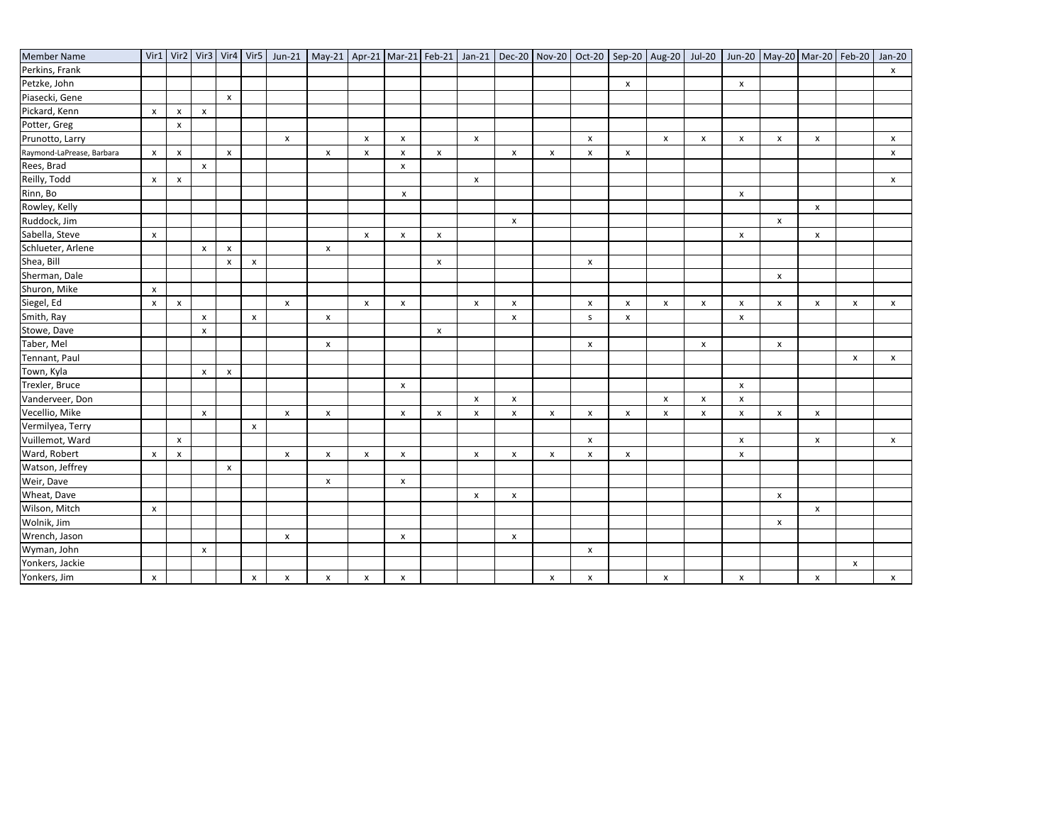| Member Name | Vir1 | Vir2 | Vir3 | Vir4 | Vir5 | Jun-21 | May-21 | Apr-21 | Mar-21 | Feb-21 | Jan-21 | Dec-20 | Nov-20 | Oct-20 | Sep-20 | Aug-20 | Jul-20 | Jun-20 | May-20 | Mar-20 | Feb-20 | Jan-20 |
|---|---|---|---|---|---|---|---|---|---|---|---|---|---|---|---|---|---|---|---|---|---|---|
| Perkins, Frank | | | | | | | | | | | | | | | | | | | | | | x |
| Petzke, John | | | | | | | | | | | | | | | x | | | x | | | | |
| Piasecki, Gene | | | | x | | | | | | | | | | | | | | | | | | |
| Pickard, Kenn | x | x | x | | | | | | | | | | | | | | | | | | | |
| Potter, Greg | | x | | | | | | | | | | | | | | | | | | | | |
| Prunotto, Larry | | | | | | x | | x | x | | x | | | x | | x | x | x | x | x | | x |
| Raymond-LaPrease, Barbara | x | x | | x | | | x | x | x | x | | x | x | x | x | | | | | | | x |
| Rees, Brad | | | x | | | | | | x | | | | | | | | | | | | | |
| Reilly, Todd | x | x | | | | | | | | | x | | | | | | | | | | | x |
| Rinn, Bo | | | | | | | | | x | | | | | | | | | x | | | | |
| Rowley, Kelly | | | | | | | | | | | | | | | | | | | | x | | |
| Ruddock, Jim | | | | | | | | | | | | x | | | | | | | x | | | |
| Sabella, Steve | x | | | | | | | x | x | x | | | | | | | | x | | x | | |
| Schlueter, Arlene | | | x | x | | | x | | | | | | | | | | | | | | | |
| Shea, Bill | | | | x | x | | | | | x | | | | x | | | | | | | | |
| Sherman, Dale | | | | | | | | | | | | | | | | | | | x | | | |
| Shuron, Mike | x | | | | | | | | | | | | | | | | | | | | | |
| Siegel, Ed | x | x | | | | x | | x | x | | x | x | | x | x | x | x | x | x | x | x | x |
| Smith, Ray | | | x | | x | | x | | | | | x | | s | x | | | x | | | | |
| Stowe, Dave | | | x | | | | | | | x | | | | | | | | | | | | |
| Taber, Mel | | | | | | | x | | | | | | | x | | | x | | x | | | |
| Tennant, Paul | | | | | | | | | | | | | | | | | | | | | x | x |
| Town, Kyla | | | x | x | | | | | | | | | | | | | | | | | | |
| Trexler, Bruce | | | | | | | | | x | | | | | | | | | x | | | | |
| Vanderveer, Don | | | | | | | | | | | x | x | | | | x | x | x | | | | |
| Vecellio, Mike | | | x | | | x | x | | x | x | x | x | x | x | x | x | x | x | x | x | | |
| Vermilyea, Terry | | | | | x | | | | | | | | | | | | | | | | | |
| Vuillemot, Ward | | x | | | | | | | | | | | | x | | | | x | | x | | x |
| Ward, Robert | x | x | | | | x | x | x | x | | x | x | x | x | x | | | x | | | | |
| Watson, Jeffrey | | | | x | | | | | | | | | | | | | | | | | | |
| Weir, Dave | | | | | | | x | | x | | | | | | | | | | | | | |
| Wheat, Dave | | | | | | | | | | | x | x | | | | | | | x | | | |
| Wilson, Mitch | x | | | | | | | | | | | | | | | | | | | x | | |
| Wolnik, Jim | | | | | | | | | | | | | | | | | | | x | | | |
| Wrench, Jason | | | | | | x | | | x | | | x | | | | | | | | | | |
| Wyman, John | | | x | | | | | | | | | | | x | | | | | | | | |
| Yonkers, Jackie | | | | | | | | | | | | | | | | | | | | | x | |
| Yonkers, Jim | x | | | | x | x | x | x | x | | | | x | x | | x | | x | | x | | x |